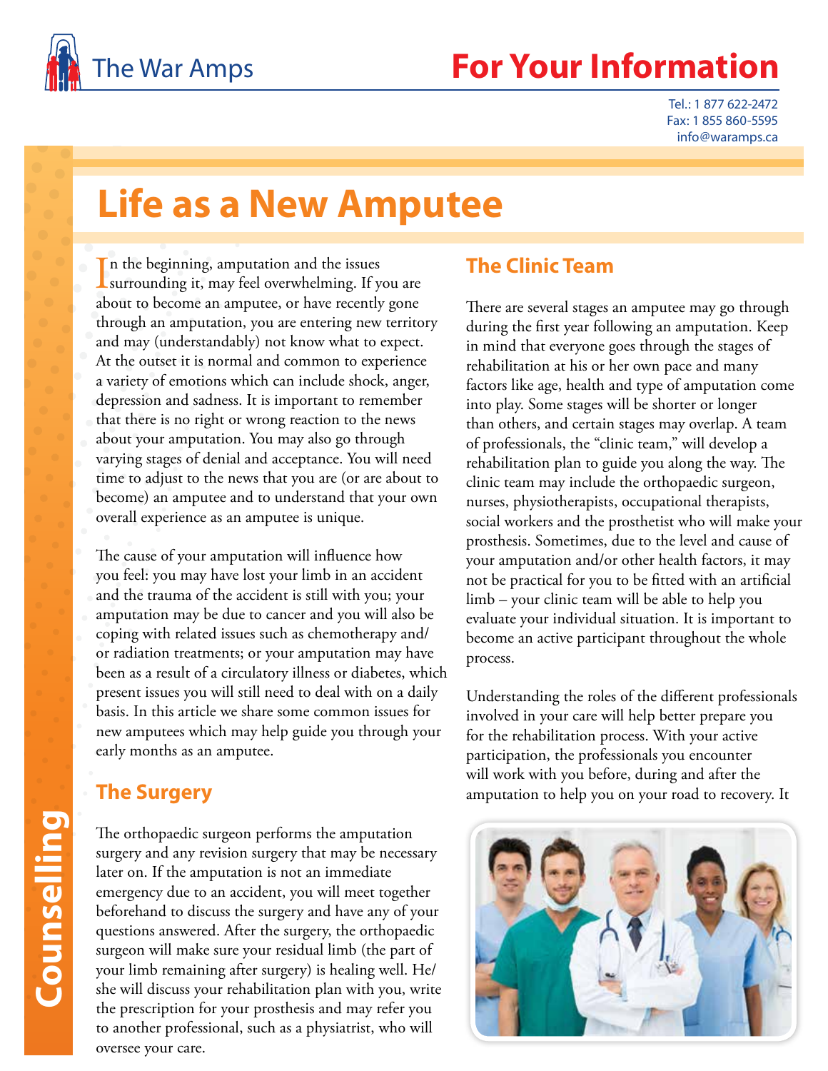The War Amps

# For Your Information

Tel.: 1 877 622-2472
Fax: 1 855 860-5595
info@waramps.ca

Counselling

# Life as a New Amputee

In the beginning, amputation and the issues surrounding it, may feel overwhelming. If you are about to become an amputee, or have recently gone through an amputation, you are entering new territory and may (understandably) not know what to expect. At the outset it is normal and common to experience a variety of emotions which can include shock, anger, depression and sadness. It is important to remember that there is no right or wrong reaction to the news about your amputation. You may also go through varying stages of denial and acceptance. You will need time to adjust to the news that you are (or are about to become) an amputee and to understand that your own overall experience as an amputee is unique.

The cause of your amputation will influence how you feel: you may have lost your limb in an accident and the trauma of the accident is still with you; your amputation may be due to cancer and you will also be coping with related issues such as chemotherapy and/or radiation treatments; or your amputation may have been as a result of a circulatory illness or diabetes, which present issues you will still need to deal with on a daily basis. In this article we share some common issues for new amputees which may help guide you through your early months as an amputee.

## The Surgery

The orthopaedic surgeon performs the amputation surgery and any revision surgery that may be necessary later on. If the amputation is not an immediate emergency due to an accident, you will meet together beforehand to discuss the surgery and have any of your questions answered. After the surgery, the orthopaedic surgeon will make sure your residual limb (the part of your limb remaining after surgery) is healing well. He/she will discuss your rehabilitation plan with you, write the prescription for your prosthesis and may refer you to another professional, such as a physiatrist, who will oversee your care.

## The Clinic Team

There are several stages an amputee may go through during the first year following an amputation. Keep in mind that everyone goes through the stages of rehabilitation at his or her own pace and many factors like age, health and type of amputation come into play. Some stages will be shorter or longer than others, and certain stages may overlap. A team of professionals, the "clinic team," will develop a rehabilitation plan to guide you along the way. The clinic team may include the orthopaedic surgeon, nurses, physiotherapists, occupational therapists, social workers and the prosthetist who will make your prosthesis. Sometimes, due to the level and cause of your amputation and/or other health factors, it may not be practical for you to be fitted with an artificial limb – your clinic team will be able to help you evaluate your individual situation. It is important to become an active participant throughout the whole process.

Understanding the roles of the different professionals involved in your care will help better prepare you for the rehabilitation process. With your active participation, the professionals you encounter will work with you before, during and after the amputation to help you on your road to recovery. It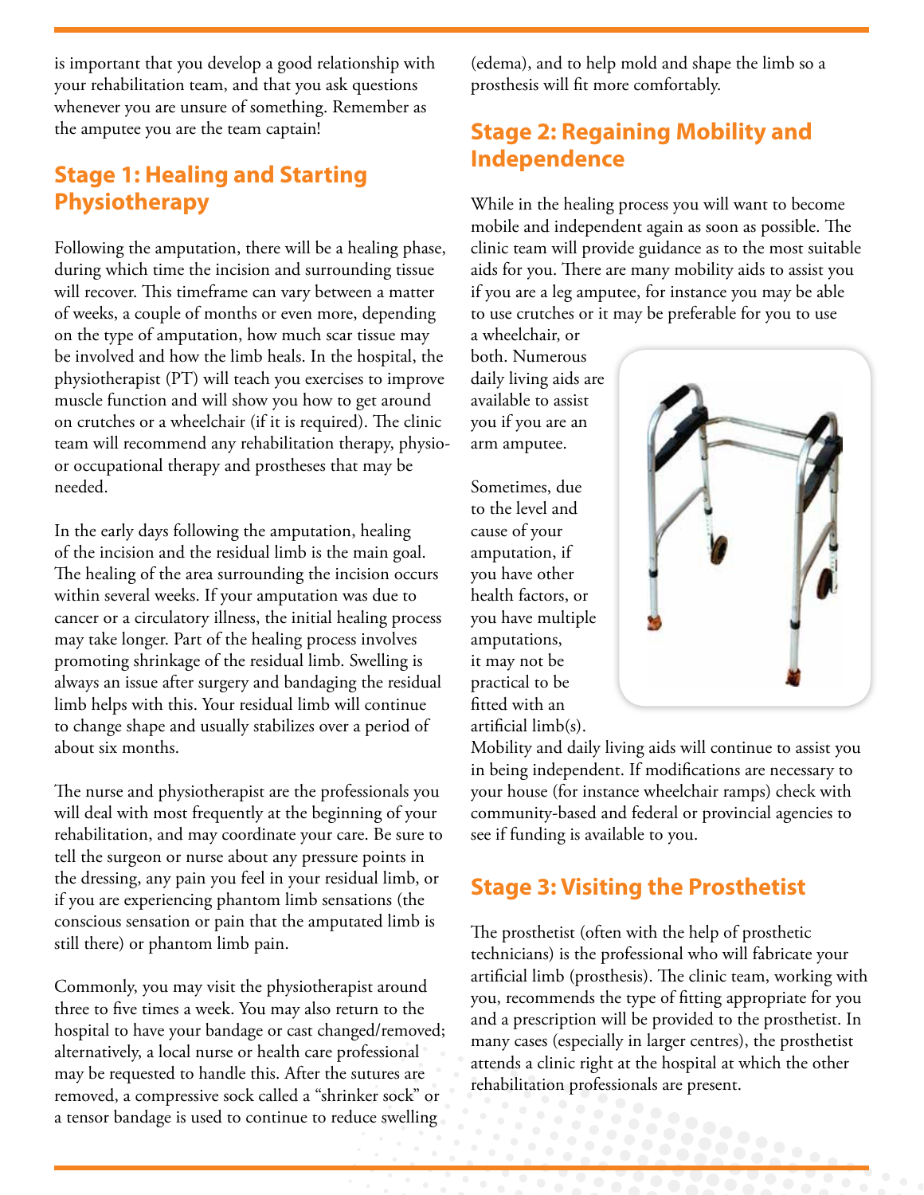is important that you develop a good relationship with your rehabilitation team, and that you ask questions whenever you are unsure of something. Remember as the amputee you are the team captain!

## Stage 1: Healing and Starting Physiotherapy

Following the amputation, there will be a healing phase, during which time the incision and surrounding tissue will recover. This timeframe can vary between a matter of weeks, a couple of months or even more, depending on the type of amputation, how much scar tissue may be involved and how the limb heals. In the hospital, the physiotherapist (PT) will teach you exercises to improve muscle function and will show you how to get around on crutches or a wheelchair (if it is required). The clinic team will recommend any rehabilitation therapy, physio- or occupational therapy and prostheses that may be needed.

In the early days following the amputation, healing of the incision and the residual limb is the main goal. The healing of the area surrounding the incision occurs within several weeks. If your amputation was due to cancer or a circulatory illness, the initial healing process may take longer. Part of the healing process involves promoting shrinkage of the residual limb. Swelling is always an issue after surgery and bandaging the residual limb helps with this. Your residual limb will continue to change shape and usually stabilizes over a period of about six months.

The nurse and physiotherapist are the professionals you will deal with most frequently at the beginning of your rehabilitation, and may coordinate your care. Be sure to tell the surgeon or nurse about any pressure points in the dressing, any pain you feel in your residual limb, or if you are experiencing phantom limb sensations (the conscious sensation or pain that the amputated limb is still there) or phantom limb pain.

Commonly, you may visit the physiotherapist around three to five times a week. You may also return to the hospital to have your bandage or cast changed/removed; alternatively, a local nurse or health care professional may be requested to handle this. After the sutures are removed, a compressive sock called a "shrinker sock" or a tensor bandage is used to continue to reduce swelling (edema), and to help mold and shape the limb so a prosthesis will fit more comfortably.

## Stage 2: Regaining Mobility and Independence

While in the healing process you will want to become mobile and independent again as soon as possible. The clinic team will provide guidance as to the most suitable aids for you. There are many mobility aids to assist you if you are a leg amputee, for instance you may be able to use crutches or it may be preferable for you to use a wheelchair, or both. Numerous daily living aids are available to assist you if you are an arm amputee.

Sometimes, due to the level and cause of your amputation, if you have other health factors, or you have multiple amputations, it may not be practical to be fitted with an artificial limb(s). Mobility and daily living aids will continue to assist you in being independent. If modifications are necessary to your house (for instance wheelchair ramps) check with community-based and federal or provincial agencies to see if funding is available to you.

## Stage 3: Visiting the Prosthetist

The prosthetist (often with the help of prosthetic technicians) is the professional who will fabricate your artificial limb (prosthesis). The clinic team, working with you, recommends the type of fitting appropriate for you and a prescription will be provided to the prosthetist. In many cases (especially in larger centres), the prosthetist attends a clinic right at the hospital at which the other rehabilitation professionals are present.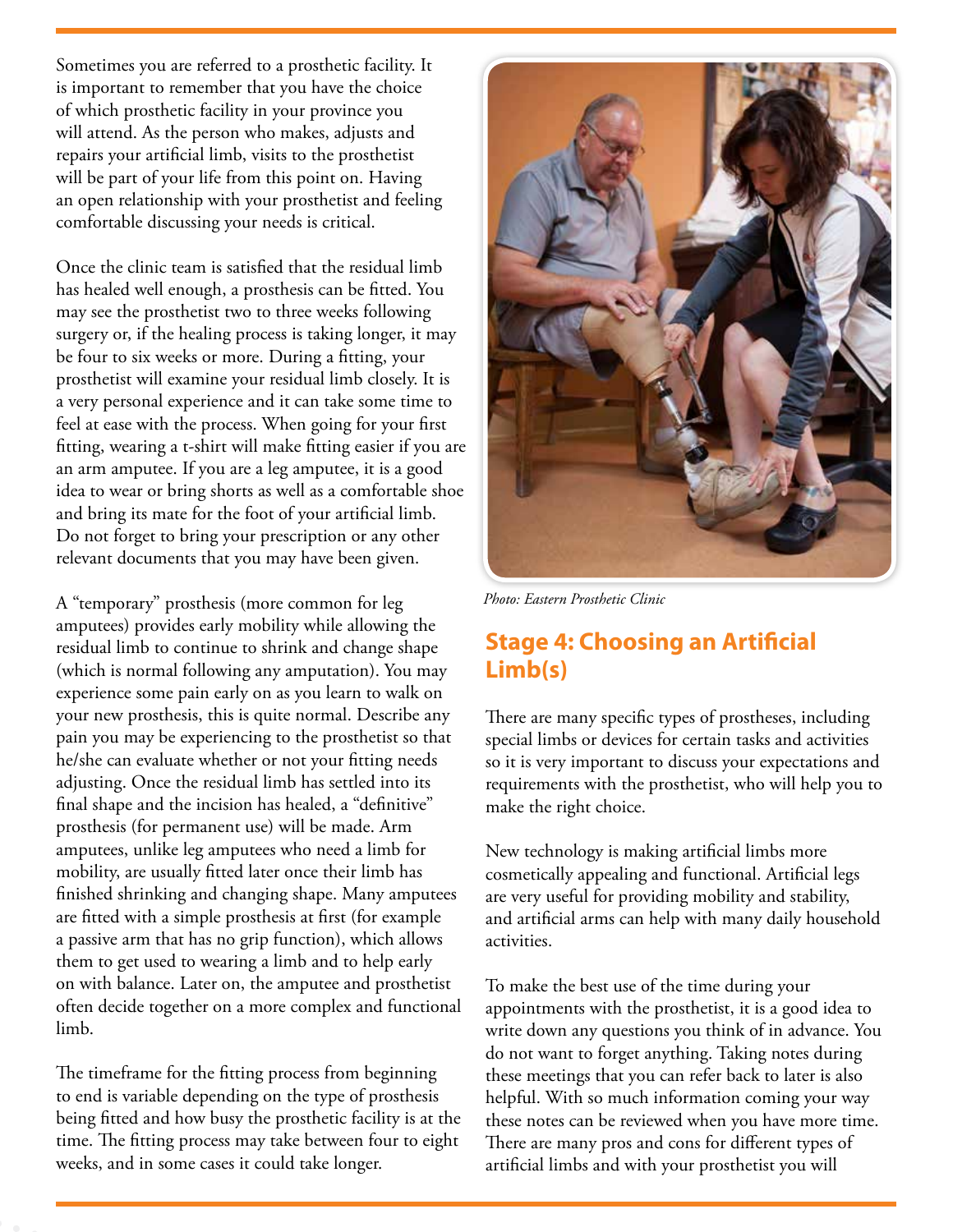Sometimes you are referred to a prosthetic facility. It is important to remember that you have the choice of which prosthetic facility in your province you will attend. As the person who makes, adjusts and repairs your artificial limb, visits to the prosthetist will be part of your life from this point on. Having an open relationship with your prosthetist and feeling comfortable discussing your needs is critical.

Once the clinic team is satisfied that the residual limb has healed well enough, a prosthesis can be fitted. You may see the prosthetist two to three weeks following surgery or, if the healing process is taking longer, it may be four to six weeks or more. During a fitting, your prosthetist will examine your residual limb closely. It is a very personal experience and it can take some time to feel at ease with the process. When going for your first fitting, wearing a t-shirt will make fitting easier if you are an arm amputee. If you are a leg amputee, it is a good idea to wear or bring shorts as well as a comfortable shoe and bring its mate for the foot of your artificial limb. Do not forget to bring your prescription or any other relevant documents that you may have been given.

A "temporary" prosthesis (more common for leg amputees) provides early mobility while allowing the residual limb to continue to shrink and change shape (which is normal following any amputation). You may experience some pain early on as you learn to walk on your new prosthesis, this is quite normal. Describe any pain you may be experiencing to the prosthetist so that he/she can evaluate whether or not your fitting needs adjusting. Once the residual limb has settled into its final shape and the incision has healed, a "definitive" prosthesis (for permanent use) will be made. Arm amputees, unlike leg amputees who need a limb for mobility, are usually fitted later once their limb has finished shrinking and changing shape. Many amputees are fitted with a simple prosthesis at first (for example a passive arm that has no grip function), which allows them to get used to wearing a limb and to help early on with balance. Later on, the amputee and prosthetist often decide together on a more complex and functional limb.

The timeframe for the fitting process from beginning to end is variable depending on the type of prosthesis being fitted and how busy the prosthetic facility is at the time. The fitting process may take between four to eight weeks, and in some cases it could take longer.

*Photo: Eastern Prosthetic Clinic*

## Stage 4: Choosing an Artificial Limb(s)

There are many specific types of prostheses, including special limbs or devices for certain tasks and activities so it is very important to discuss your expectations and requirements with the prosthetist, who will help you to make the right choice.

New technology is making artificial limbs more cosmetically appealing and functional. Artificial legs are very useful for providing mobility and stability, and artificial arms can help with many daily household activities.

To make the best use of the time during your appointments with the prosthetist, it is a good idea to write down any questions you think of in advance. You do not want to forget anything. Taking notes during these meetings that you can refer back to later is also helpful. With so much information coming your way these notes can be reviewed when you have more time. There are many pros and cons for different types of artificial limbs and with your prosthetist you will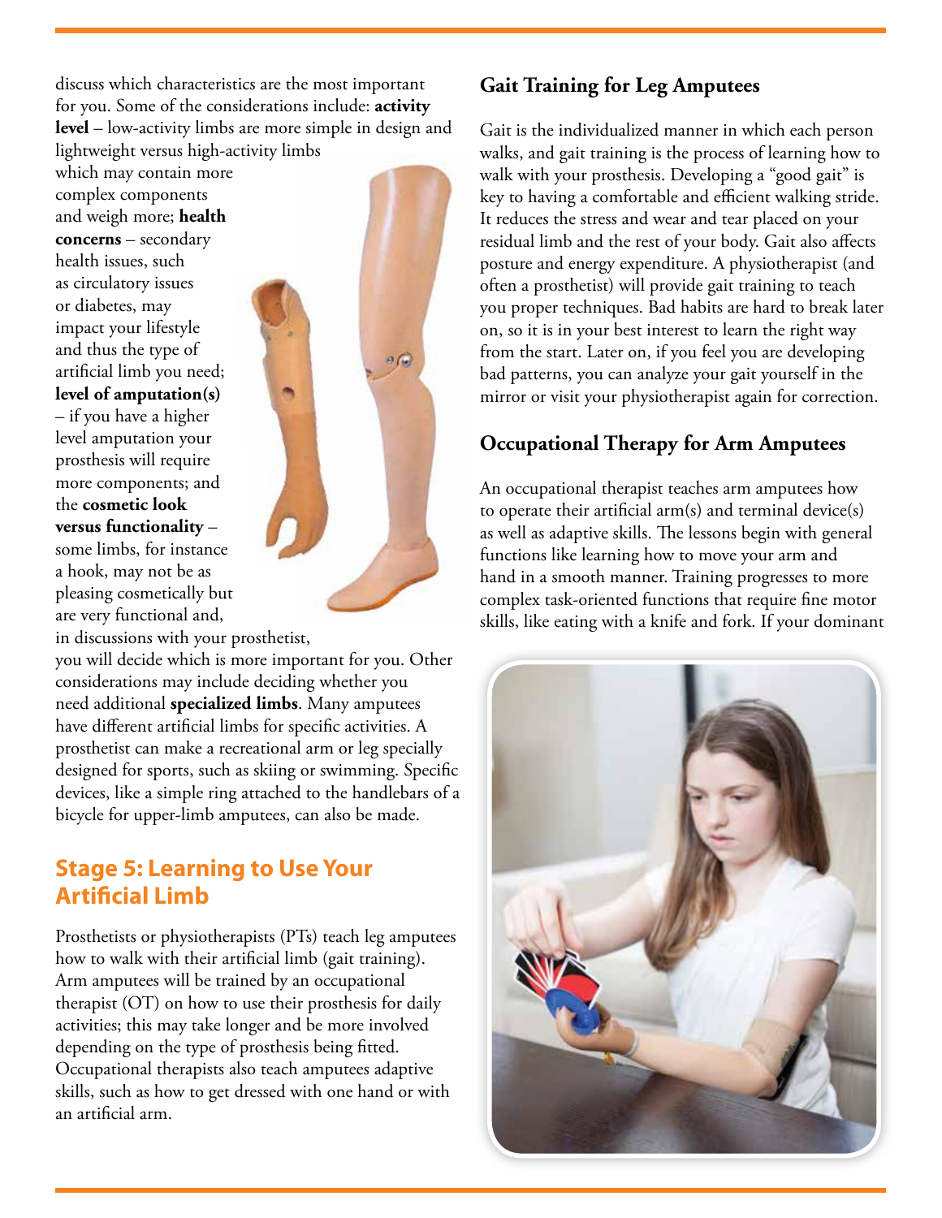discuss which characteristics are the most important for you. Some of the considerations include: **activity level** – low-activity limbs are more simple in design and lightweight versus high-activity limbs which may contain more complex components and weigh more; **health concerns** – secondary health issues, such as circulatory issues or diabetes, may impact your lifestyle and thus the type of artificial limb you need; **level of amputation(s)** – if you have a higher level amputation your prosthesis will require more components; and the **cosmetic look versus functionality** – some limbs, for instance a hook, may not be as pleasing cosmetically but are very functional and, in discussions with your prosthetist, you will decide which is more important for you. Other considerations may include deciding whether you need additional **specialized limbs**. Many amputees have different artificial limbs for specific activities. A prosthetist can make a recreational arm or leg specially designed for sports, such as skiing or swimming. Specific devices, like a simple ring attached to the handlebars of a bicycle for upper-limb amputees, can also be made.

## Stage 5: Learning to Use Your Artificial Limb

Prosthetists or physiotherapists (PTs) teach leg amputees how to walk with their artificial limb (gait training). Arm amputees will be trained by an occupational therapist (OT) on how to use their prosthesis for daily activities; this may take longer and be more involved depending on the type of prosthesis being fitted. Occupational therapists also teach amputees adaptive skills, such as how to get dressed with one hand or with an artificial arm.

### Gait Training for Leg Amputees

Gait is the individualized manner in which each person walks, and gait training is the process of learning how to walk with your prosthesis. Developing a "good gait" is key to having a comfortable and efficient walking stride. It reduces the stress and wear and tear placed on your residual limb and the rest of your body. Gait also affects posture and energy expenditure. A physiotherapist (and often a prosthetist) will provide gait training to teach you proper techniques. Bad habits are hard to break later on, so it is in your best interest to learn the right way from the start. Later on, if you feel you are developing bad patterns, you can analyze your gait yourself in the mirror or visit your physiotherapist again for correction.

### Occupational Therapy for Arm Amputees

An occupational therapist teaches arm amputees how to operate their artificial arm(s) and terminal device(s) as well as adaptive skills. The lessons begin with general functions like learning how to move your arm and hand in a smooth manner. Training progresses to more complex task-oriented functions that require fine motor skills, like eating with a knife and fork. If your dominant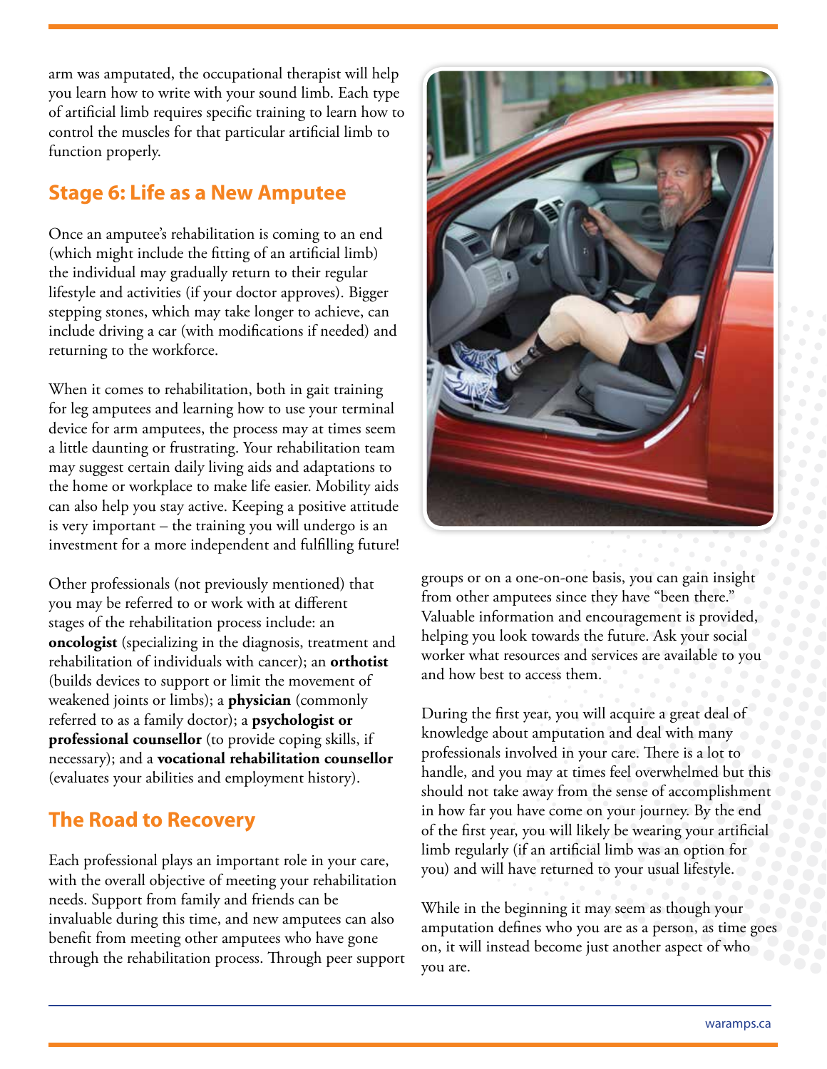arm was amputated, the occupational therapist will help you learn how to write with your sound limb. Each type of artificial limb requires specific training to learn how to control the muscles for that particular artificial limb to function properly.

## Stage 6: Life as a New Amputee

Once an amputee's rehabilitation is coming to an end (which might include the fitting of an artificial limb) the individual may gradually return to their regular lifestyle and activities (if your doctor approves). Bigger stepping stones, which may take longer to achieve, can include driving a car (with modifications if needed) and returning to the workforce.

When it comes to rehabilitation, both in gait training for leg amputees and learning how to use your terminal device for arm amputees, the process may at times seem a little daunting or frustrating. Your rehabilitation team may suggest certain daily living aids and adaptations to the home or workplace to make life easier. Mobility aids can also help you stay active. Keeping a positive attitude is very important – the training you will undergo is an investment for a more independent and fulfilling future!

Other professionals (not previously mentioned) that you may be referred to or work with at different stages of the rehabilitation process include: an **oncologist** (specializing in the diagnosis, treatment and rehabilitation of individuals with cancer); an **orthotist** (builds devices to support or limit the movement of weakened joints or limbs); a **physician** (commonly referred to as a family doctor); a **psychologist or professional counsellor** (to provide coping skills, if necessary); and a **vocational rehabilitation counsellor** (evaluates your abilities and employment history).

## The Road to Recovery

Each professional plays an important role in your care, with the overall objective of meeting your rehabilitation needs. Support from family and friends can be invaluable during this time, and new amputees can also benefit from meeting other amputees who have gone through the rehabilitation process. Through peer support groups or on a one-on-one basis, you can gain insight from other amputees since they have "been there." Valuable information and encouragement is provided, helping you look towards the future. Ask your social worker what resources and services are available to you and how best to access them.

During the first year, you will acquire a great deal of knowledge about amputation and deal with many professionals involved in your care. There is a lot to handle, and you may at times feel overwhelmed but this should not take away from the sense of accomplishment in how far you have come on your journey. By the end of the first year, you will likely be wearing your artificial limb regularly (if an artificial limb was an option for you) and will have returned to your usual lifestyle.

While in the beginning it may seem as though your amputation defines who you are as a person, as time goes on, it will instead become just another aspect of who you are.